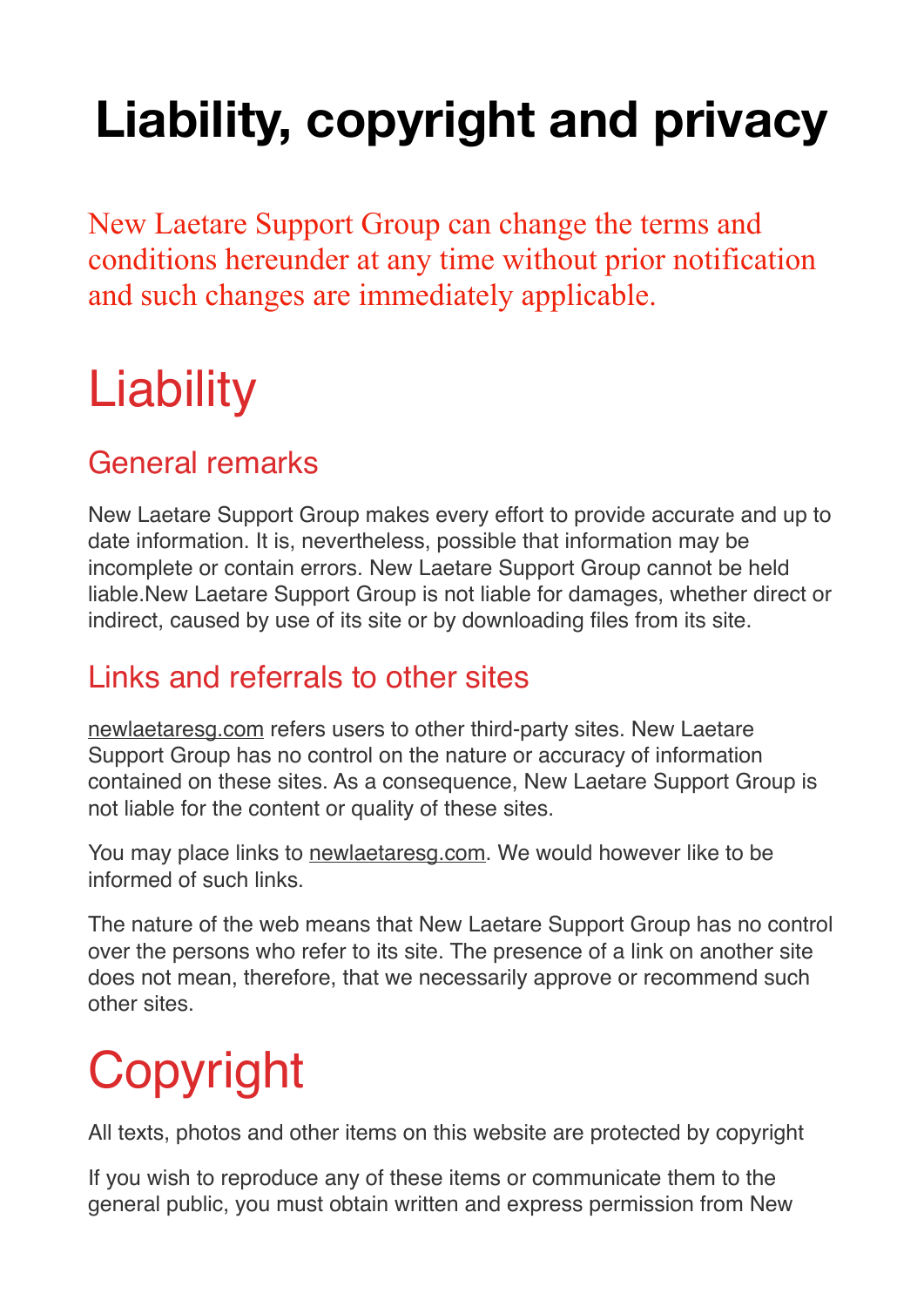# Liability, copyright and privacy

New Laetare Support Group can change the terms and conditions hereunder at any time without prior notification and such changes are immediately applicable.

# Liability

## General remarks

New Laetare Support Group makes every effort to provide accurate and up to date information. It is, nevertheless, possible that information may be incomplete or contain errors. New Laetare Support Group cannot be held liable.New Laetare Support Group is not liable for damages, whether direct or indirect, caused by use of its site or by downloading files from its site.

## Links and referrals to other sites

newlaetaresg.com refers users to other third-party sites. New Laetare Support Group has no control on the nature or accuracy of information contained on these sites. As a consequence, New Laetare Support Group is not liable for the content or quality of these sites.

You may place links to newlaetaresg.com. We would however like to be informed of such links.

The nature of the web means that New Laetare Support Group has no control over the persons who refer to its site. The presence of a link on another site does not mean, therefore, that we necessarily approve or recommend such other sites.

# Copyright

All texts, photos and other items on this website are protected by copyright

If you wish to reproduce any of these items or communicate them to the general public, you must obtain written and express permission from New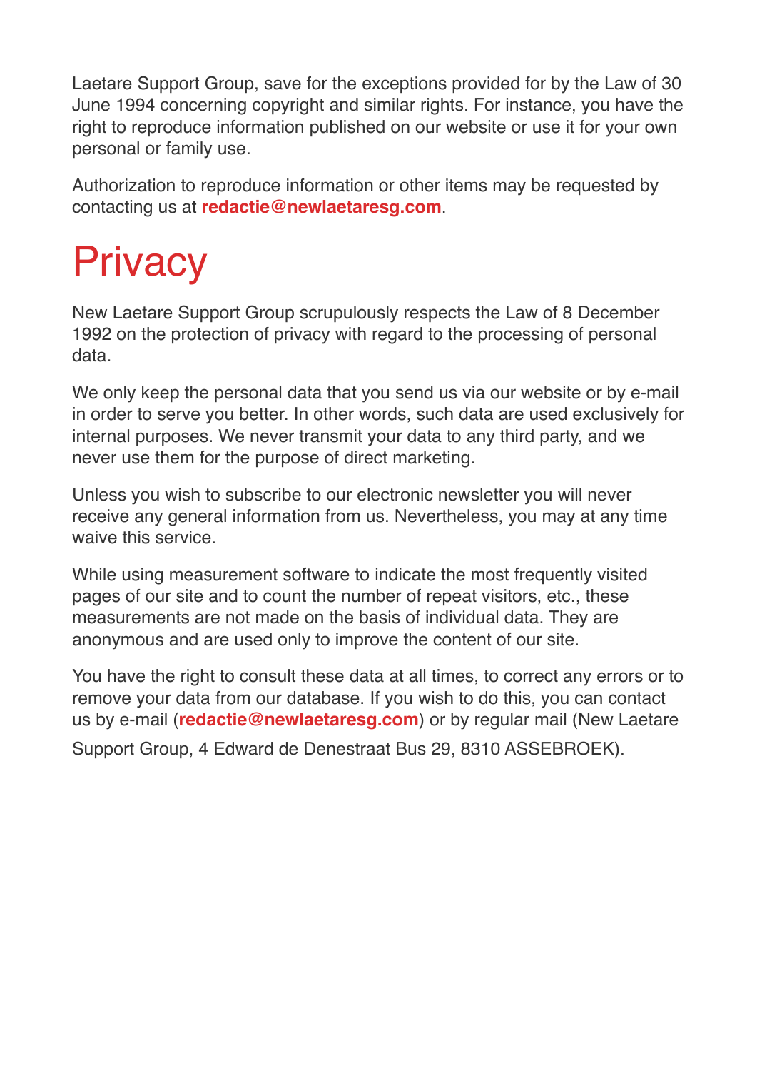Laetare Support Group, save for the exceptions provided for by the Law of 30 June 1994 concerning copyright and similar rights. For instance, you have the right to reproduce information published on our website or use it for your own personal or family use.

Authorization to reproduce information or other items may be requested by contacting us at **redactie@newlaetaresg.com**.

# Privacy

New Laetare Support Group scrupulously respects the Law of 8 December 1992 on the protection of privacy with regard to the processing of personal data.

We only keep the personal data that you send us via our website or by e-mail in order to serve you better. In other words, such data are used exclusively for internal purposes. We never transmit your data to any third party, and we never use them for the purpose of direct marketing.

Unless you wish to subscribe to our electronic newsletter you will never receive any general information from us. Nevertheless, you may at any time waive this service.

While using measurement software to indicate the most frequently visited pages of our site and to count the number of repeat visitors, etc., these measurements are not made on the basis of individual data. They are anonymous and are used only to improve the content of our site.

You have the right to consult these data at all times, to correct any errors or to remove your data from our database. If you wish to do this, you can contact us by e-mail (**redactie@newlaetaresg.com**) or by regular mail (New Laetare Support Group, 4 Edward de Denestraat Bus 29, 8310 ASSEBROEK).